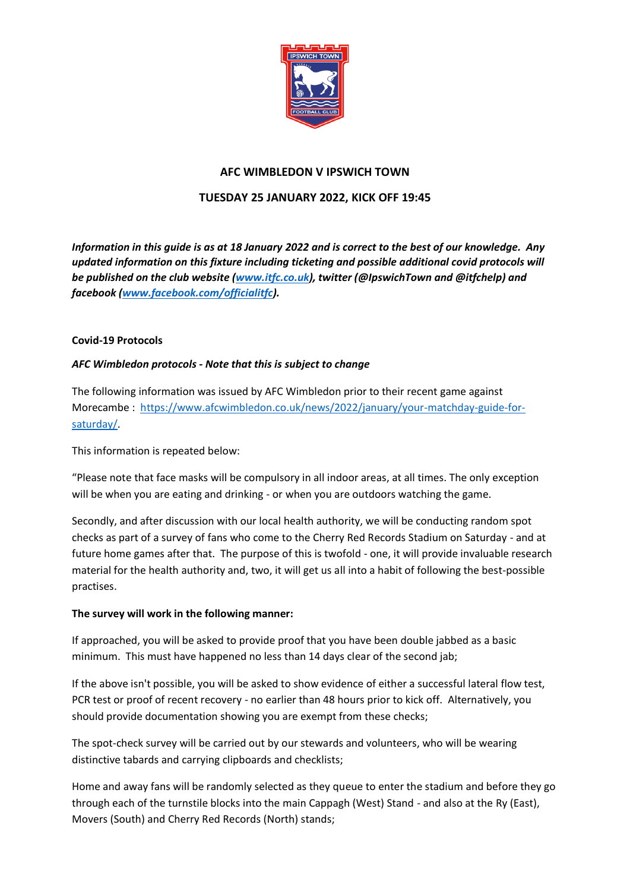# AFC WIMBLEDON V IPSWICH TOWN

## TUESDAY 25 JANUARY 2022, KICK OFF 19:45

***Information in this guide is as at 18 January 2022 and is correct to the best of our knowledge. Any updated information on this fixture including ticketing and possible additional covid protocols will be published on the club website ([www.itfc.co.uk](www.itfc.co.uk)), twitter (@IpswichTown and @itfchelp) and facebook ([www.facebook.com/officialitfc](www.facebook.com/officialitfc)).***

**Covid-19 Protocols**

***AFC Wimbledon protocols - Note that this is subject to change***

The following information was issued by AFC Wimbledon prior to their recent game against Morecambe : [https://www.afcwimbledon.co.uk/news/2022/january/your-matchday-guide-for-saturday/](https://www.afcwimbledon.co.uk/news/2022/january/your-matchday-guide-for-saturday/).

This information is repeated below:

"Please note that face masks will be compulsory in all indoor areas, at all times. The only exception will be when you are eating and drinking - or when you are outdoors watching the game.

Secondly, and after discussion with our local health authority, we will be conducting random spot checks as part of a survey of fans who come to the Cherry Red Records Stadium on Saturday - and at future home games after that. The purpose of this is twofold - one, it will provide invaluable research material for the health authority and, two, it will get us all into a habit of following the best-possible practises.

**The survey will work in the following manner:**

If approached, you will be asked to provide proof that you have been double jabbed as a basic minimum. This must have happened no less than 14 days clear of the second jab;

If the above isn't possible, you will be asked to show evidence of either a successful lateral flow test, PCR test or proof of recent recovery - no earlier than 48 hours prior to kick off. Alternatively, you should provide documentation showing you are exempt from these checks;

The spot-check survey will be carried out by our stewards and volunteers, who will be wearing distinctive tabards and carrying clipboards and checklists;

Home and away fans will be randomly selected as they queue to enter the stadium and before they go through each of the turnstile blocks into the main Cappagh (West) Stand - and also at the Ry (East), Movers (South) and Cherry Red Records (North) stands;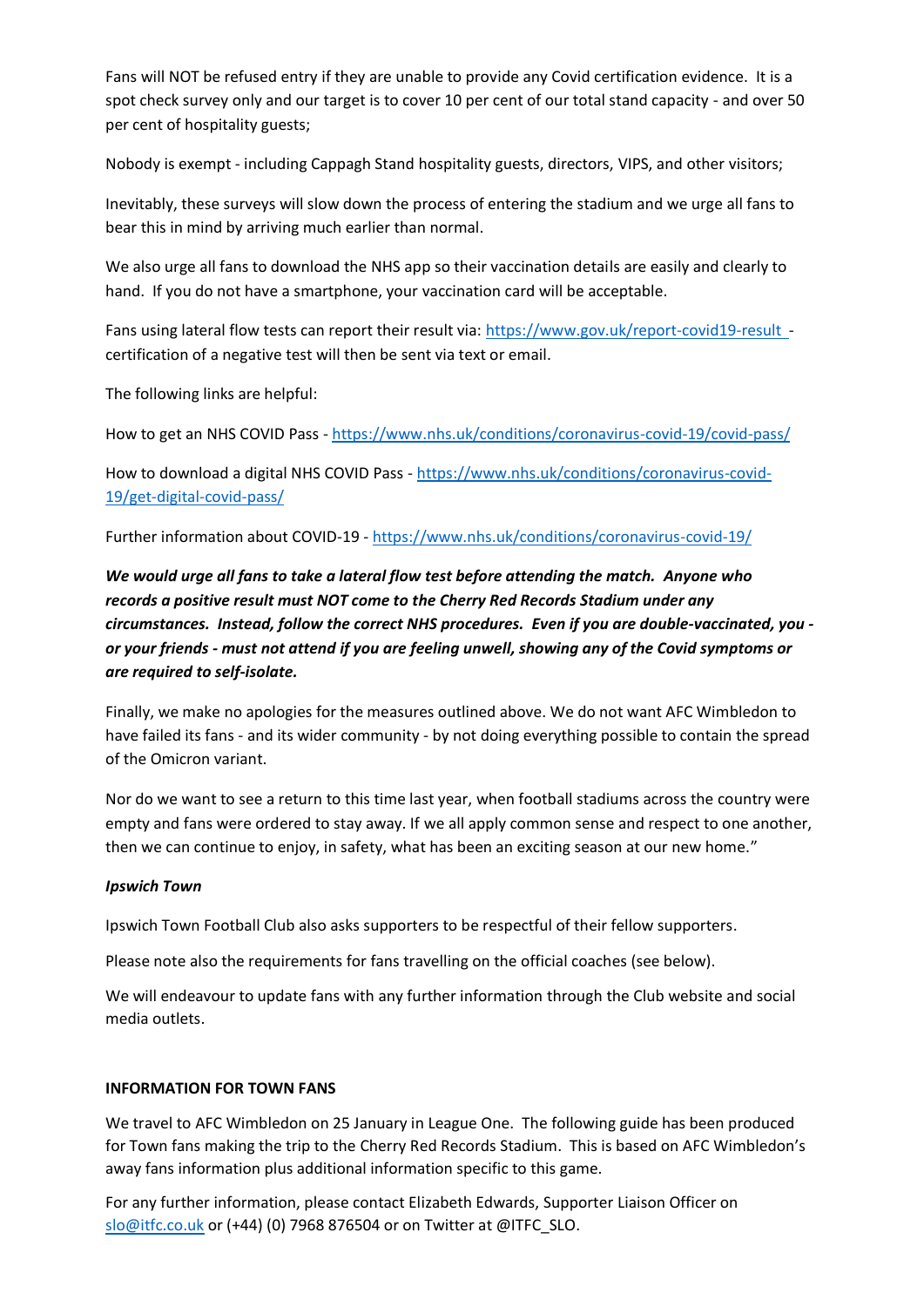Fans will NOT be refused entry if they are unable to provide any Covid certification evidence. It is a spot check survey only and our target is to cover 10 per cent of our total stand capacity - and over 50 per cent of hospitality guests;

Nobody is exempt - including Cappagh Stand hospitality guests, directors, VIPS, and other visitors;

Inevitably, these surveys will slow down the process of entering the stadium and we urge all fans to bear this in mind by arriving much earlier than normal.

We also urge all fans to download the NHS app so their vaccination details are easily and clearly to hand. If you do not have a smartphone, your vaccination card will be acceptable.

Fans using lateral flow tests can report their result via: https://www.gov.uk/report-covid19-result - certification of a negative test will then be sent via text or email.

The following links are helpful:

How to get an NHS COVID Pass - https://www.nhs.uk/conditions/coronavirus-covid-19/covid-pass/

How to download a digital NHS COVID Pass - https://www.nhs.uk/conditions/coronavirus-covid-19/get-digital-covid-pass/

Further information about COVID-19 - https://www.nhs.uk/conditions/coronavirus-covid-19/

***We would urge all fans to take a lateral flow test before attending the match. Anyone who records a positive result must NOT come to the Cherry Red Records Stadium under any circumstances. Instead, follow the correct NHS procedures. Even if you are double-vaccinated, you - or your friends - must not attend if you are feeling unwell, showing any of the Covid symptoms or are required to self-isolate.***

Finally, we make no apologies for the measures outlined above. We do not want AFC Wimbledon to have failed its fans - and its wider community - by not doing everything possible to contain the spread of the Omicron variant.

Nor do we want to see a return to this time last year, when football stadiums across the country were empty and fans were ordered to stay away. If we all apply common sense and respect to one another, then we can continue to enjoy, in safety, what has been an exciting season at our new home."

***Ipswich Town***

Ipswich Town Football Club also asks supporters to be respectful of their fellow supporters.

Please note also the requirements for fans travelling on the official coaches (see below).

We will endeavour to update fans with any further information through the Club website and social media outlets.

**INFORMATION FOR TOWN FANS**

We travel to AFC Wimbledon on 25 January in League One. The following guide has been produced for Town fans making the trip to the Cherry Red Records Stadium. This is based on AFC Wimbledon's away fans information plus additional information specific to this game.

For any further information, please contact Elizabeth Edwards, Supporter Liaison Officer on slo@itfc.co.uk or (+44) (0) 7968 876504 or on Twitter at @ITFC_SLO.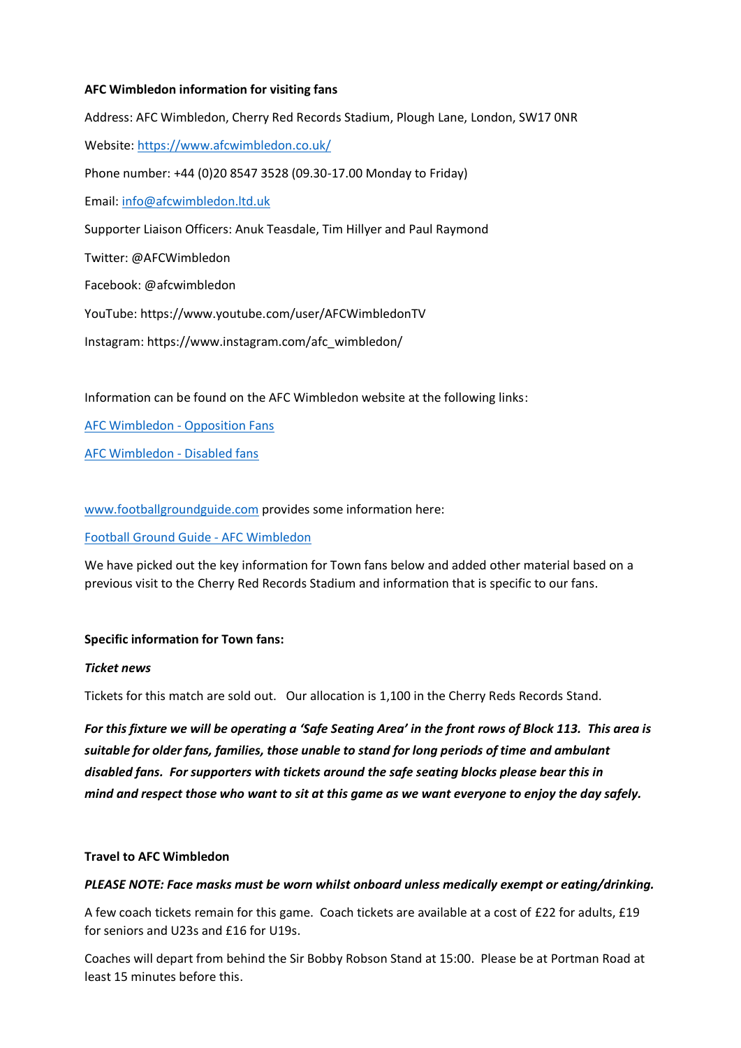**AFC Wimbledon information for visiting fans**

Address: AFC Wimbledon, Cherry Red Records Stadium, Plough Lane, London, SW17 0NR

Website: [https://www.afcwimbledon.co.uk/](https://www.afcwimbledon.co.uk/)

Phone number: +44 (0)20 8547 3528 (09.30-17.00 Monday to Friday)

Email: [info@afcwimbledon.ltd.uk](mailto:info@afcwimbledon.ltd.uk)

Supporter Liaison Officers: Anuk Teasdale, Tim Hillyer and Paul Raymond

Twitter: @AFCWimbledon

Facebook: @afcwimbledon

YouTube: https://www.youtube.com/user/AFCWimbledonTV

Instagram: https://www.instagram.com/afc_wimbledon/

Information can be found on the AFC Wimbledon website at the following links:

AFC Wimbledon - Opposition Fans

AFC Wimbledon - Disabled fans

www.footballgroundguide.com provides some information here:

Football Ground Guide - AFC Wimbledon

We have picked out the key information for Town fans below and added other material based on a previous visit to the Cherry Red Records Stadium and information that is specific to our fans.

**Specific information for Town fans:**

***Ticket news***

Tickets for this match are sold out. Our allocation is 1,100 in the Cherry Reds Records Stand.

***For this fixture we will be operating a 'Safe Seating Area' in the front rows of Block 113. This area is suitable for older fans, families, those unable to stand for long periods of time and ambulant disabled fans. For supporters with tickets around the safe seating blocks please bear this in mind and respect those who want to sit at this game as we want everyone to enjoy the day safely.***

**Travel to AFC Wimbledon**

***PLEASE NOTE: Face masks must be worn whilst onboard unless medically exempt or eating/drinking.***

A few coach tickets remain for this game. Coach tickets are available at a cost of £22 for adults, £19 for seniors and U23s and £16 for U19s.

Coaches will depart from behind the Sir Bobby Robson Stand at 15:00. Please be at Portman Road at least 15 minutes before this.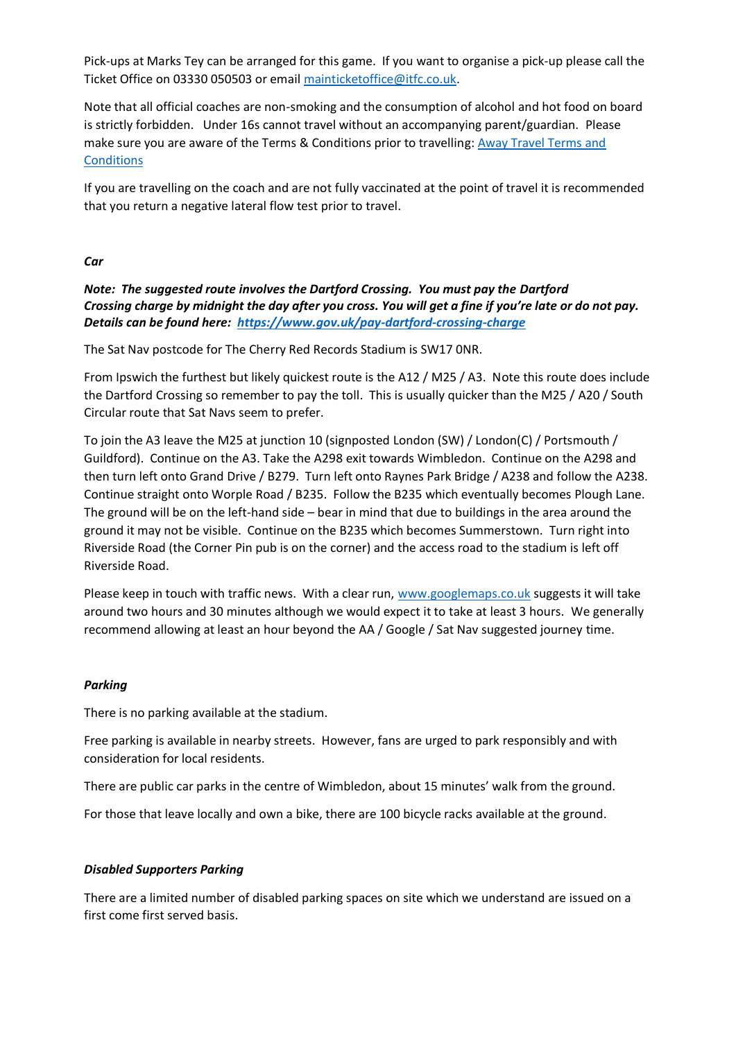Pick-ups at Marks Tey can be arranged for this game. If you want to organise a pick-up please call the Ticket Office on 03330 050503 or email [mainticketoffice@itfc.co.uk](mailto:mainticketoffice@itfc.co.uk).

Note that all official coaches are non-smoking and the consumption of alcohol and hot food on board is strictly forbidden. Under 16s cannot travel without an accompanying parent/guardian. Please make sure you are aware of the Terms & Conditions prior to travelling: [Away Travel Terms and Conditions]()

If you are travelling on the coach and are not fully vaccinated at the point of travel it is recommended that you return a negative lateral flow test prior to travel.

***Car***

***Note: The suggested route involves the Dartford Crossing. You must pay the Dartford Crossing charge by midnight the day after you cross. You will get a fine if you're late or do not pay. Details can be found here: [https://www.gov.uk/pay-dartford-crossing-charge](https://www.gov.uk/pay-dartford-crossing-charge)***

The Sat Nav postcode for The Cherry Red Records Stadium is SW17 0NR.

From Ipswich the furthest but likely quickest route is the A12 / M25 / A3. Note this route does include the Dartford Crossing so remember to pay the toll. This is usually quicker than the M25 / A20 / South Circular route that Sat Navs seem to prefer.

To join the A3 leave the M25 at junction 10 (signposted London (SW) / London(C) / Portsmouth / Guildford). Continue on the A3. Take the A298 exit towards Wimbledon. Continue on the A298 and then turn left onto Grand Drive / B279. Turn left onto Raynes Park Bridge / A238 and follow the A238. Continue straight onto Worple Road / B235. Follow the B235 which eventually becomes Plough Lane. The ground will be on the left-hand side – bear in mind that due to buildings in the area around the ground it may not be visible. Continue on the B235 which becomes Summerstown. Turn right into Riverside Road (the Corner Pin pub is on the corner) and the access road to the stadium is left off Riverside Road.

Please keep in touch with traffic news. With a clear run, [www.googlemaps.co.uk](http://www.googlemaps.co.uk) suggests it will take around two hours and 30 minutes although we would expect it to take at least 3 hours. We generally recommend allowing at least an hour beyond the AA / Google / Sat Nav suggested journey time.

***Parking***

There is no parking available at the stadium.

Free parking is available in nearby streets. However, fans are urged to park responsibly and with consideration for local residents.

There are public car parks in the centre of Wimbledon, about 15 minutes' walk from the ground.

For those that leave locally and own a bike, there are 100 bicycle racks available at the ground.

***Disabled Supporters Parking***

There are a limited number of disabled parking spaces on site which we understand are issued on a first come first served basis.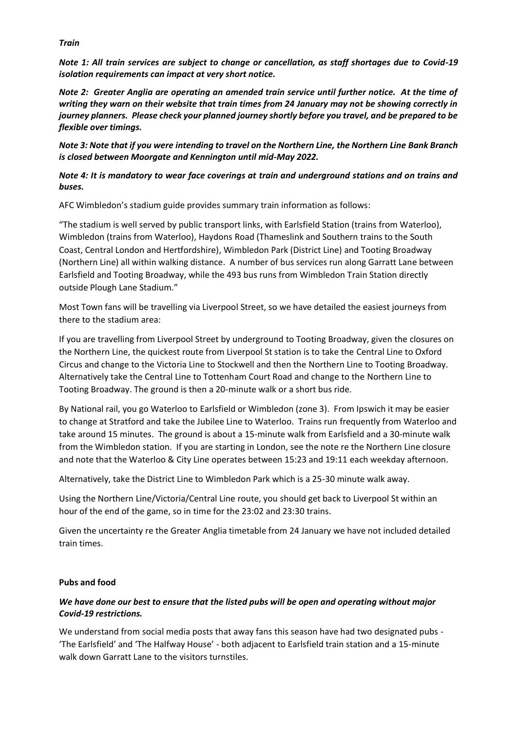***Train***

***Note 1: All train services are subject to change or cancellation, as staff shortages due to Covid-19 isolation requirements can impact at very short notice.***

***Note 2: Greater Anglia are operating an amended train service until further notice. At the time of writing they warn on their website that train times from 24 January may not be showing correctly in journey planners. Please check your planned journey shortly before you travel, and be prepared to be flexible over timings.***

***Note 3: Note that if you were intending to travel on the Northern Line, the Northern Line Bank Branch is closed between Moorgate and Kennington until mid-May 2022.***

***Note 4: It is mandatory to wear face coverings at train and underground stations and on trains and buses.***

AFC Wimbledon's stadium guide provides summary train information as follows:

"The stadium is well served by public transport links, with Earlsfield Station (trains from Waterloo), Wimbledon (trains from Waterloo), Haydons Road (Thameslink and Southern trains to the South Coast, Central London and Hertfordshire), Wimbledon Park (District Line) and Tooting Broadway (Northern Line) all within walking distance. A number of bus services run along Garratt Lane between Earlsfield and Tooting Broadway, while the 493 bus runs from Wimbledon Train Station directly outside Plough Lane Stadium."

Most Town fans will be travelling via Liverpool Street, so we have detailed the easiest journeys from there to the stadium area:

If you are travelling from Liverpool Street by underground to Tooting Broadway, given the closures on the Northern Line, the quickest route from Liverpool St station is to take the Central Line to Oxford Circus and change to the Victoria Line to Stockwell and then the Northern Line to Tooting Broadway. Alternatively take the Central Line to Tottenham Court Road and change to the Northern Line to Tooting Broadway. The ground is then a 20-minute walk or a short bus ride.

By National rail, you go Waterloo to Earlsfield or Wimbledon (zone 3). From Ipswich it may be easier to change at Stratford and take the Jubilee Line to Waterloo. Trains run frequently from Waterloo and take around 15 minutes. The ground is about a 15-minute walk from Earlsfield and a 30-minute walk from the Wimbledon station. If you are starting in London, see the note re the Northern Line closure and note that the Waterloo & City Line operates between 15:23 and 19:11 each weekday afternoon.

Alternatively, take the District Line to Wimbledon Park which is a 25-30 minute walk away.

Using the Northern Line/Victoria/Central Line route, you should get back to Liverpool St within an hour of the end of the game, so in time for the 23:02 and 23:30 trains.

Given the uncertainty re the Greater Anglia timetable from 24 January we have not included detailed train times.

**Pubs and food**

***We have done our best to ensure that the listed pubs will be open and operating without major Covid-19 restrictions.***

We understand from social media posts that away fans this season have had two designated pubs - 'The Earlsfield' and 'The Halfway House' - both adjacent to Earlsfield train station and a 15-minute walk down Garratt Lane to the visitors turnstiles.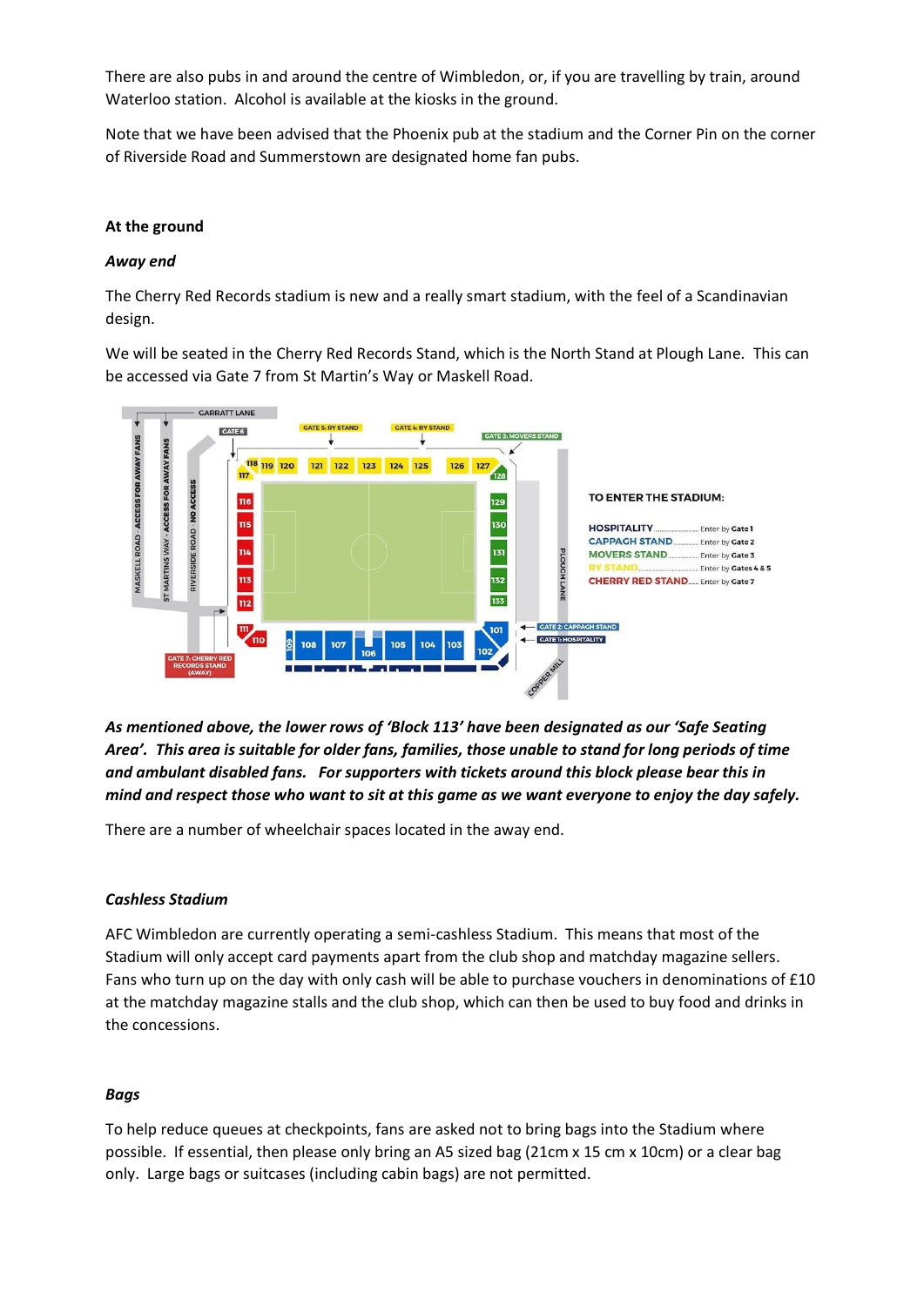There are also pubs in and around the centre of Wimbledon, or, if you are travelling by train, around Waterloo station. Alcohol is available at the kiosks in the ground.

Note that we have been advised that the Phoenix pub at the stadium and the Corner Pin on the corner of Riverside Road and Summerstown are designated home fan pubs.

**At the ground**

***Away end***

The Cherry Red Records stadium is new and a really smart stadium, with the feel of a Scandinavian design.

We will be seated in the Cherry Red Records Stand, which is the North Stand at Plough Lane. This can be accessed via Gate 7 from St Martin's Way or Maskell Road.

***As mentioned above, the lower rows of 'Block 113' have been designated as our 'Safe Seating Area'. This area is suitable for older fans, families, those unable to stand for long periods of time and ambulant disabled fans. For supporters with tickets around this block please bear this in mind and respect those who want to sit at this game as we want everyone to enjoy the day safely.***

There are a number of wheelchair spaces located in the away end.

***Cashless Stadium***

AFC Wimbledon are currently operating a semi-cashless Stadium. This means that most of the Stadium will only accept card payments apart from the club shop and matchday magazine sellers. Fans who turn up on the day with only cash will be able to purchase vouchers in denominations of £10 at the matchday magazine stalls and the club shop, which can then be used to buy food and drinks in the concessions.

***Bags***

To help reduce queues at checkpoints, fans are asked not to bring bags into the Stadium where possible. If essential, then please only bring an A5 sized bag (21cm x 15 cm x 10cm) or a clear bag only. Large bags or suitcases (including cabin bags) are not permitted.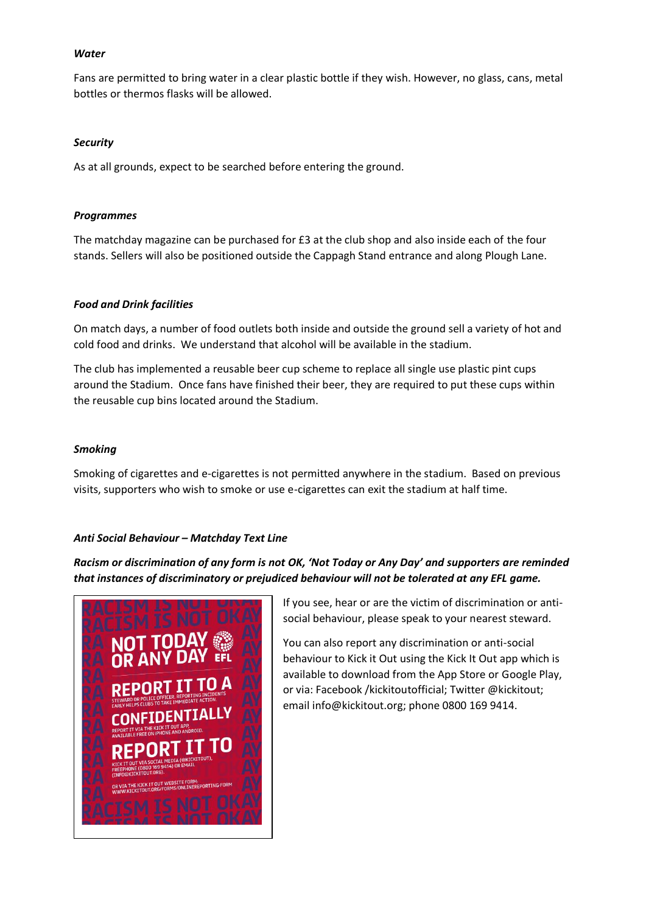***Water***

Fans are permitted to bring water in a clear plastic bottle if they wish. However, no glass, cans, metal bottles or thermos flasks will be allowed.

***Security***

As at all grounds, expect to be searched before entering the ground.

***Programmes***

The matchday magazine can be purchased for £3 at the club shop and also inside each of the four stands. Sellers will also be positioned outside the Cappagh Stand entrance and along Plough Lane.

***Food and Drink facilities***

On match days, a number of food outlets both inside and outside the ground sell a variety of hot and cold food and drinks. We understand that alcohol will be available in the stadium.

The club has implemented a reusable beer cup scheme to replace all single use plastic pint cups around the Stadium. Once fans have finished their beer, they are required to put these cups within the reusable cup bins located around the Stadium.

***Smoking***

Smoking of cigarettes and e-cigarettes is not permitted anywhere in the stadium. Based on previous visits, supporters who wish to smoke or use e-cigarettes can exit the stadium at half time.

***Anti Social Behaviour – Matchday Text Line***

***Racism or discrimination of any form is not OK, 'Not Today or Any Day' and supporters are reminded that instances of discriminatory or prejudiced behaviour will not be tolerated at any EFL game.***

If you see, hear or are the victim of discrimination or anti-social behaviour, please speak to your nearest steward.

You can also report any discrimination or anti-social behaviour to Kick it Out using the Kick It Out app which is available to download from the App Store or Google Play, or via: Facebook /kickitoutofficial; Twitter @kickitout; email info@kickitout.org; phone 0800 169 9414.